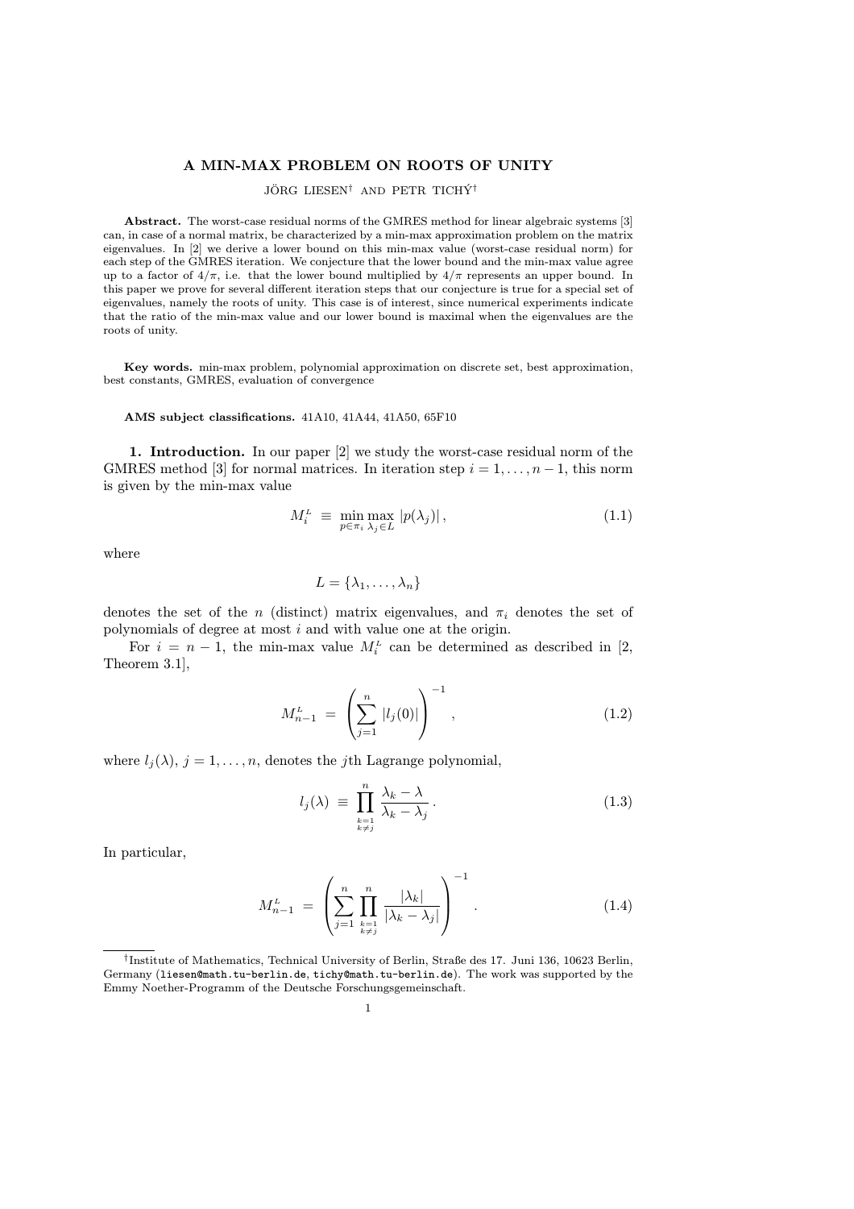# A MIN-MAX PROBLEM ON ROOTS OF UNITY

JÖRG LIESEN[†] AND PETR TICHÝ[†]

**Abstract.** The worst-case residual norms of the GMRES method for linear algebraic systems [3] can, in case of a normal matrix, be characterized by a min-max approximation problem on the matrix eigenvalues. In [2] we derive a lower bound on this min-max value (worst-case residual norm) for each step of the GMRES iteration. We conjecture that the lower bound and the min-max value agree up to a factor of $4/\pi$, i.e. that the lower bound multiplied by $4/\pi$ represents an upper bound. In this paper we prove for several different iteration steps that our conjecture is true for a special set of eigenvalues, namely the roots of unity. This case is of interest, since numerical experiments indicate that the ratio of the min-max value and our lower bound is maximal when the eigenvalues are the roots of unity.

**Key words.** min-max problem, polynomial approximation on discrete set, best approximation, best constants, GMRES, evaluation of convergence

**AMS subject classifications.** 41A10, 41A44, 41A50, 65F10

## 1. Introduction.

In our paper [2] we study the worst-case residual norm of the GMRES method [3] for normal matrices. In iteration step $i = 1, \ldots, n-1$, this norm is given by the min-max value

$$M_i^L \;\equiv\; \min_{p \in \pi_i} \max_{\lambda_j \in L} |p(\lambda_j)|\,, \tag{1.1}$$

where

$$L = \{\lambda_1, \ldots, \lambda_n\}$$

denotes the set of the $n$ (distinct) matrix eigenvalues, and $\pi_i$ denotes the set of polynomials of degree at most $i$ and with value one at the origin.

For $i = n-1$, the min-max value $M_i^L$ can be determined as described in [2, Theorem 3.1],

$$M_{n-1}^L \;=\; \left( \sum_{j=1}^{n} |l_j(0)| \right)^{-1}, \tag{1.2}$$

where $l_j(\lambda)$, $j = 1, \ldots, n$, denotes the $j$th Lagrange polynomial,

$$l_j(\lambda) \;\equiv\; \prod_{\substack{k=1 \\ k \neq j}}^{n} \frac{\lambda_k - \lambda}{\lambda_k - \lambda_j}\,. \tag{1.3}$$

In particular,

$$M_{n-1}^L \;=\; \left( \sum_{j=1}^{n} \prod_{\substack{k=1 \\ k \neq j}}^{n} \frac{|\lambda_k|}{|\lambda_k - \lambda_j|} \right)^{-1}. \tag{1.4}$$

---

[†]Institute of Mathematics, Technical University of Berlin, Straße des 17. Juni 136, 10623 Berlin, Germany (liesen@math.tu-berlin.de, tichy@math.tu-berlin.de). The work was supported by the Emmy Noether-Programm of the Deutsche Forschungsgemeinschaft.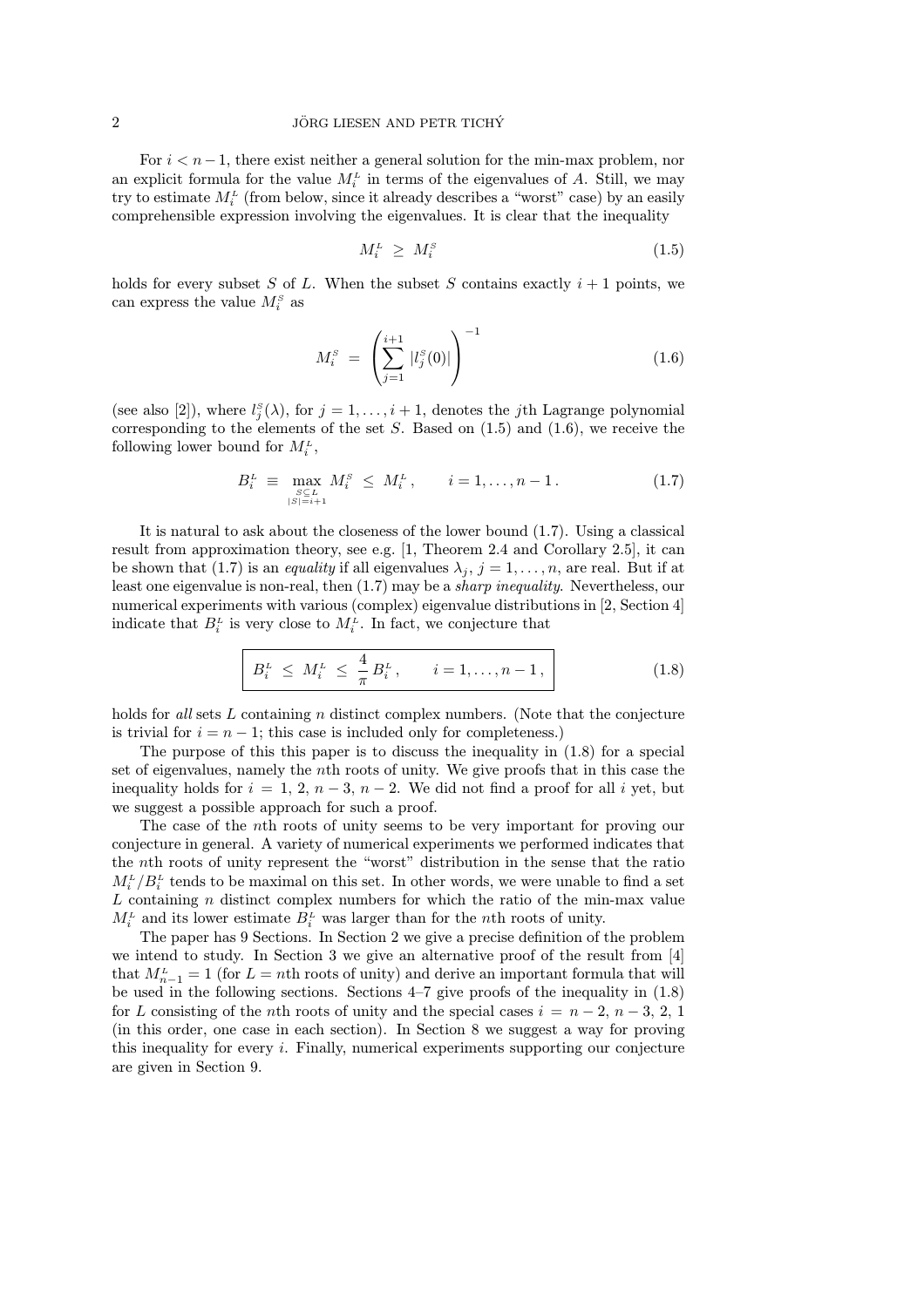For $i < n-1$, there exist neither a general solution for the min-max problem, nor an explicit formula for the value $M_i^L$ in terms of the eigenvalues of $A$. Still, we may try to estimate $M_i^L$ (from below, since it already describes a "worst" case) by an easily comprehensible expression involving the eigenvalues. It is clear that the inequality

$$M_i^L \;\geq\; M_i^S \tag{1.5}$$

holds for every subset $S$ of $L$. When the subset $S$ contains exactly $i+1$ points, we can express the value $M_i^S$ as

$$M_i^S \;=\; \left( \sum_{j=1}^{i+1} |l_j^S(0)| \right)^{-1} \tag{1.6}$$

(see also [2]), where $l_j^S(\lambda)$, for $j = 1, \ldots, i+1$, denotes the $j$th Lagrange polynomial corresponding to the elements of the set $S$. Based on (1.5) and (1.6), we receive the following lower bound for $M_i^L$,

$$B_i^L \;\equiv\; \max_{\substack{S \subseteq L \\ |S| = i+1}} M_i^S \;\leq\; M_i^L, \qquad i = 1, \ldots, n-1. \tag{1.7}$$

It is natural to ask about the closeness of the lower bound (1.7). Using a classical result from approximation theory, see e.g. [1, Theorem 2.4 and Corollary 2.5], it can be shown that (1.7) is an *equality* if all eigenvalues $\lambda_j$, $j = 1, \ldots, n$, are real. But if at least one eigenvalue is non-real, then (1.7) may be a *sharp inequality*. Nevertheless, our numerical experiments with various (complex) eigenvalue distributions in [2, Section 4] indicate that $B_i^L$ is very close to $M_i^L$. In fact, we conjecture that

$$\boxed{B_i^L \;\leq\; M_i^L \;\leq\; \frac{4}{\pi} B_i^L, \qquad i = 1, \ldots, n-1,} \tag{1.8}$$

holds for *all* sets $L$ containing $n$ distinct complex numbers. (Note that the conjecture is trivial for $i = n-1$; this case is included only for completeness.)

The purpose of this this paper is to discuss the inequality in (1.8) for a special set of eigenvalues, namely the $n$th roots of unity. We give proofs that in this case the inequality holds for $i = 1, 2, n-3, n-2$. We did not find a proof for all $i$ yet, but we suggest a possible approach for such a proof.

The case of the $n$th roots of unity seems to be very important for proving our conjecture in general. A variety of numerical experiments we performed indicates that the $n$th roots of unity represent the "worst" distribution in the sense that the ratio $M_i^L / B_i^L$ tends to be maximal on this set. In other words, we were unable to find a set $L$ containing $n$ distinct complex numbers for which the ratio of the min-max value $M_i^L$ and its lower estimate $B_i^L$ was larger than for the $n$th roots of unity.

The paper has 9 Sections. In Section 2 we give a precise definition of the problem we intend to study. In Section 3 we give an alternative proof of the result from [4] that $M_{n-1}^L = 1$ (for $L = n$th roots of unity) and derive an important formula that will be used in the following sections. Sections 4–7 give proofs of the inequality in (1.8) for $L$ consisting of the $n$th roots of unity and the special cases $i = n-2$, $n-3$, $2$, $1$ (in this order, one case in each section). In Section 8 we suggest a way for proving this inequality for every $i$. Finally, numerical experiments supporting our conjecture are given in Section 9.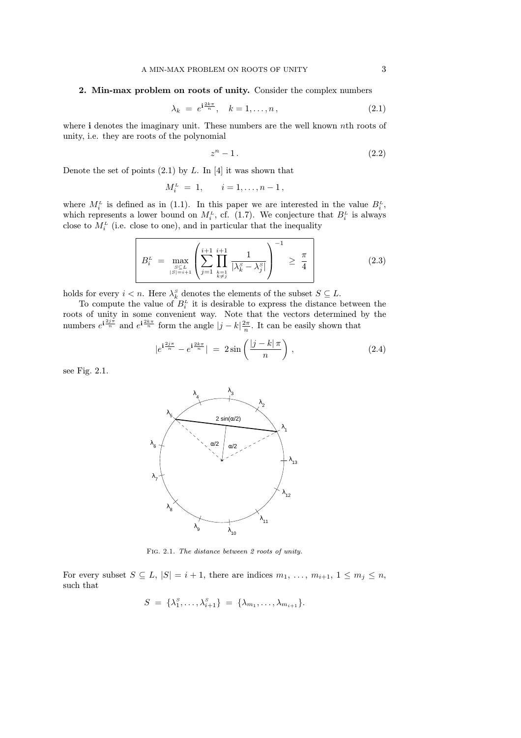**2. Min-max problem on roots of unity.** Consider the complex numbers

$$\lambda_k \;=\; e^{\mathbf{i}\frac{2k\pi}{n}}, \quad k = 1, \ldots, n\,, \tag{2.1}$$

where $\mathbf{i}$ denotes the imaginary unit. These numbers are the well known $n$th roots of unity, i.e. they are roots of the polynomial

$$z^n - 1\,. \tag{2.2}$$

Denote the set of points (2.1) by $L$. In [4] it was shown that

$$M_i^L \;=\; 1, \qquad i = 1, \ldots, n-1\,,$$

where $M_i^L$ is defined as in (1.1). In this paper we are interested in the value $B_i^L$, which represents a lower bound on $M_i^L$, cf. (1.7). We conjecture that $B_i^L$ is always close to $M_i^L$ (i.e. close to one), and in particular that the inequality

$$\boxed{B_i^L \;=\; \max_{\substack{S\subseteq L\\ |S|=i+1}} \left( \sum_{j=1}^{i+1} \prod_{\substack{k=1\\ k\neq j}}^{i+1} \frac{1}{|\lambda_k^S - \lambda_j^S|} \right)^{-1} \;\geq\; \frac{\pi}{4}} \tag{2.3}$$

holds for every $i < n$. Here $\lambda_k^S$ denotes the elements of the subset $S \subseteq L$.

To compute the value of $B_i^L$ it is desirable to express the distance between the roots of unity in some convenient way. Note that the vectors determined by the numbers $e^{\mathbf{i}\frac{2j\pi}{n}}$ and $e^{\mathbf{i}\frac{2k\pi}{n}}$ form the angle $|j-k|\frac{2\pi}{n}$. It can be easily shown that

$$|e^{\mathbf{i}\frac{2j\pi}{n}} - e^{\mathbf{i}\frac{2k\pi}{n}}| \;=\; 2\sin\left(\frac{|j-k|\,\pi}{n}\right), \tag{2.4}$$

see Fig. 2.1.

FIG. 2.1. *The distance between 2 roots of unity.*

For every subset $S \subseteq L$, $|S| = i+1$, there are indices $m_1, \ldots, m_{i+1}$, $1 \leq m_j \leq n$, such that

$$S \;=\; \{\lambda_1^S, \ldots, \lambda_{i+1}^S\} \;=\; \{\lambda_{m_1}, \ldots, \lambda_{m_{i+1}}\}.$$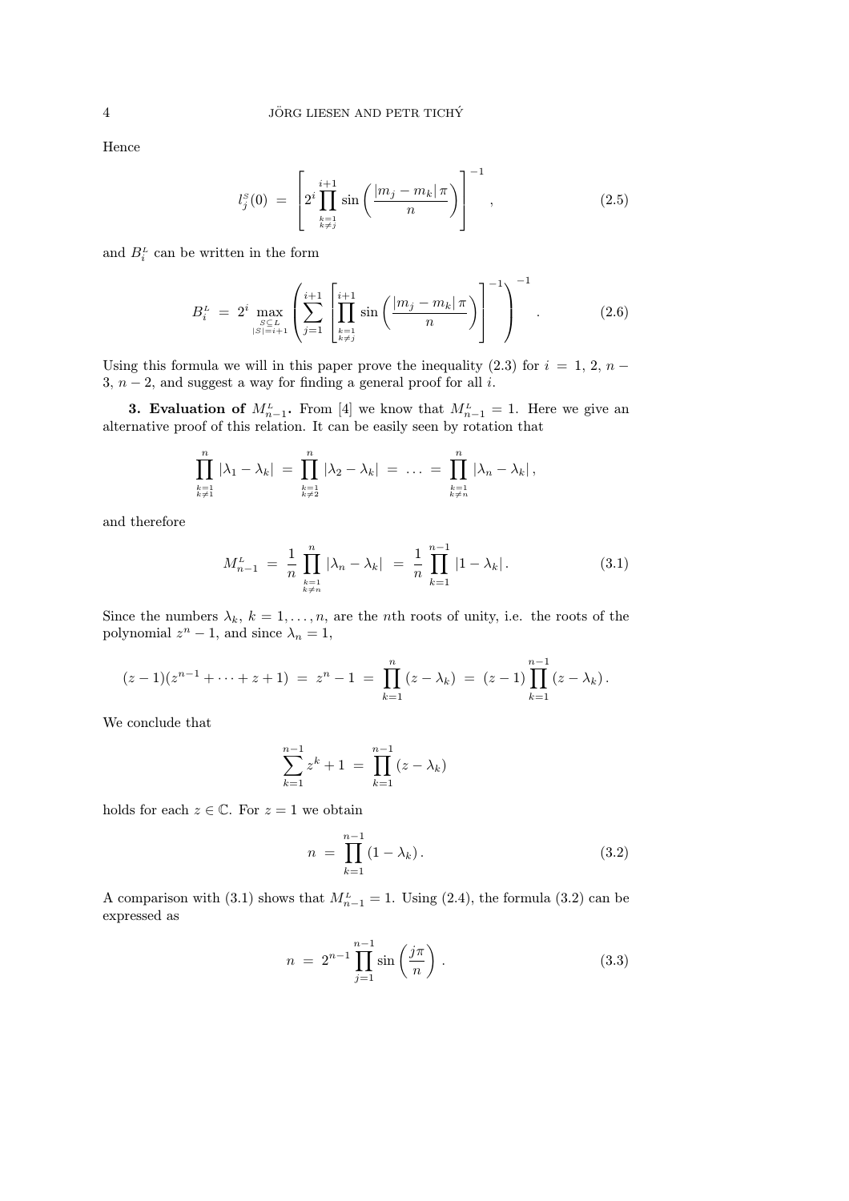Hence

$$l_j^S(0) \;=\; \left[ 2^i \prod_{\substack{k=1\\k\neq j}}^{i+1} \sin\left(\frac{|m_j - m_k|\,\pi}{n}\right)\right]^{-1}, \tag{2.5}$$

and $B_i^L$ can be written in the form

$$B_i^L \;=\; 2^i \max_{\substack{S\subseteq L\\|S|=i+1}} \left( \sum_{j=1}^{i+1} \left[ \prod_{\substack{k=1\\k\neq j}}^{i+1} \sin\left(\frac{|m_j - m_k|\,\pi}{n}\right)\right]^{-1} \right)^{-1}. \tag{2.6}$$

Using this formula we will in this paper prove the inequality (2.3) for $i = 1, 2, n-3, n-2$, and suggest a way for finding a general proof for all $i$.

**3. Evaluation of $M_{n-1}^L$.** From [4] we know that $M_{n-1}^L = 1$. Here we give an alternative proof of this relation. It can be easily seen by rotation that

$$\prod_{\substack{k=1\\k\neq 1}}^{n} |\lambda_1 - \lambda_k| \;=\; \prod_{\substack{k=1\\k\neq 2}}^{n} |\lambda_2 - \lambda_k| \;=\; \ldots \;=\; \prod_{\substack{k=1\\k\neq n}}^{n} |\lambda_n - \lambda_k|\,,$$

and therefore

$$M_{n-1}^L \;=\; \frac{1}{n} \prod_{\substack{k=1\\k\neq n}}^{n} |\lambda_n - \lambda_k| \;=\; \frac{1}{n} \prod_{k=1}^{n-1} |1 - \lambda_k|\,. \tag{3.1}$$

Since the numbers $\lambda_k$, $k = 1, \ldots, n$, are the $n$th roots of unity, i.e. the roots of the polynomial $z^n - 1$, and since $\lambda_n = 1$,

$$(z-1)(z^{n-1} + \cdots + z + 1) \;=\; z^n - 1 \;=\; \prod_{k=1}^{n} (z - \lambda_k) \;=\; (z-1) \prod_{k=1}^{n-1} (z - \lambda_k)\,.$$

We conclude that

$$\sum_{k=1}^{n-1} z^k + 1 \;=\; \prod_{k=1}^{n-1} (z - \lambda_k)$$

holds for each $z \in \mathbb{C}$. For $z = 1$ we obtain

$$n \;=\; \prod_{k=1}^{n-1} (1 - \lambda_k)\,. \tag{3.2}$$

A comparison with (3.1) shows that $M_{n-1}^L = 1$. Using (2.4), the formula (3.2) can be expressed as

$$n \;=\; 2^{n-1} \prod_{j=1}^{n-1} \sin\left(\frac{j\pi}{n}\right)\,. \tag{3.3}$$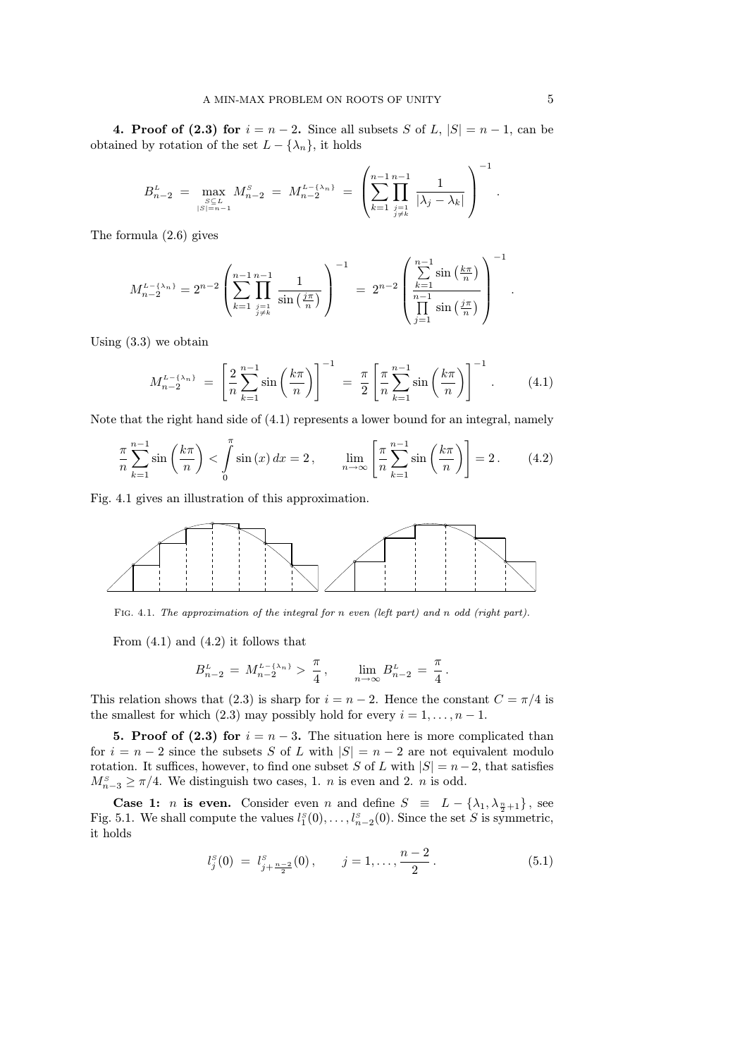**4. Proof of (2.3) for $i = n-2$.** Since all subsets $S$ of $L$, $|S| = n-1$, can be obtained by rotation of the set $L - \{\lambda_n\}$, it holds

$$B^L_{n-2} \;=\; \max_{\substack{S\subseteq L\\ |S|=n-1}} M^S_{n-2} \;=\; M^{L-\{\lambda_n\}}_{n-2} \;=\; \left(\sum_{k=1}^{n-1}\prod_{\substack{j=1\\ j\neq k}}^{n-1} \frac{1}{|\lambda_j-\lambda_k|}\right)^{-1}.$$

The formula (2.6) gives

$$M^{L-\{\lambda_n\}}_{n-2} = 2^{n-2}\left(\sum_{k=1}^{n-1}\prod_{\substack{j=1\\ j\neq k}}^{n-1} \frac{1}{\sin\left(\frac{j\pi}{n}\right)}\right)^{-1} \;=\; 2^{n-2}\left(\frac{\sum\limits_{k=1}^{n-1}\sin\left(\frac{k\pi}{n}\right)}{\prod\limits_{j=1}^{n-1}\sin\left(\frac{j\pi}{n}\right)}\right)^{-1}.$$

Using (3.3) we obtain

$$M^{L-\{\lambda_n\}}_{n-2} \;=\; \left[\frac{2}{n}\sum_{k=1}^{n-1}\sin\left(\frac{k\pi}{n}\right)\right]^{-1} \;=\; \frac{\pi}{2}\left[\frac{\pi}{n}\sum_{k=1}^{n-1}\sin\left(\frac{k\pi}{n}\right)\right]^{-1}. \tag{4.1}$$

Note that the right hand side of (4.1) represents a lower bound for an integral, namely

$$\frac{\pi}{n}\sum_{k=1}^{n-1}\sin\left(\frac{k\pi}{n}\right) < \int_0^{\pi}\sin(x)\,dx = 2\,, \qquad \lim_{n\to\infty}\left[\frac{\pi}{n}\sum_{k=1}^{n-1}\sin\left(\frac{k\pi}{n}\right)\right] = 2\,. \tag{4.2}$$

Fig. 4.1 gives an illustration of this approximation.

Fig. 4.1. *The approximation of the integral for n even (left part) and n odd (right part).*

From (4.1) and (4.2) it follows that

$$B^L_{n-2} \;=\; M^{L-\{\lambda_n\}}_{n-2} > \frac{\pi}{4}\,, \qquad \lim_{n\to\infty} B^L_{n-2} \;=\; \frac{\pi}{4}\,.$$

This relation shows that (2.3) is sharp for $i = n-2$. Hence the constant $C = \pi/4$ is the smallest for which (2.3) may possibly hold for every $i = 1,\ldots,n-1$.

**5. Proof of (2.3) for $i = n-3$.** The situation here is more complicated than for $i = n-2$ since the subsets $S$ of $L$ with $|S| = n-2$ are not equivalent modulo rotation. It suffices, however, to find one subset $S$ of $L$ with $|S| = n-2$, that satisfies $M^S_{n-3} \geq \pi/4$. We distinguish two cases, 1. $n$ is even and 2. $n$ is odd.

**Case 1: $n$ is even.** Consider even $n$ and define $S \;\equiv\; L - \{\lambda_1, \lambda_{\frac{n}{2}+1}\}$, see Fig. 5.1. We shall compute the values $l^S_1(0),\ldots,l^S_{n-2}(0)$. Since the set $S$ is symmetric, it holds

$$l^S_j(0) \;=\; l^S_{j+\frac{n-2}{2}}(0)\,, \qquad j = 1,\ldots,\frac{n-2}{2}\,. \tag{5.1}$$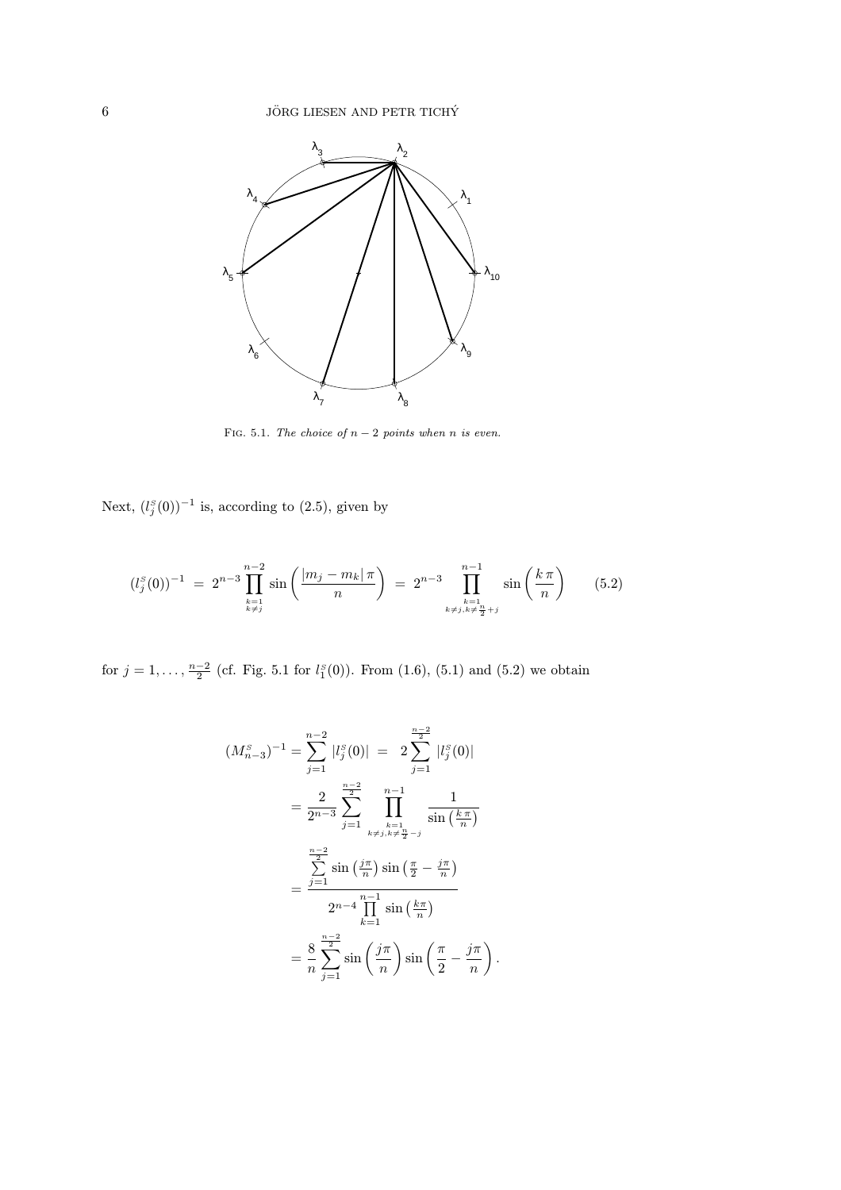FIG. 5.1. *The choice of $n-2$ points when $n$ is even.*

Next, $(l_j^s(0))^{-1}$ is, according to (2.5), given by

$$(l_j^s(0))^{-1} \;=\; 2^{n-3} \prod_{\substack{k=1\\k\neq j}}^{n-2} \sin\left(\frac{|m_j - m_k|\,\pi}{n}\right) \;=\; 2^{n-3} \prod_{\substack{k=1\\k\neq j, k\neq \frac{n}{2}+j}}^{n-1} \sin\left(\frac{k\,\pi}{n}\right) \qquad (5.2)$$

for $j = 1, \ldots, \frac{n-2}{2}$ (cf. Fig. 5.1 for $l_1^s(0)$). From (1.6), (5.1) and (5.2) we obtain

$$\begin{aligned}
(M_{n-3}^s)^{-1} &= \sum_{j=1}^{n-2} |l_j^s(0)| \;=\; 2\sum_{j=1}^{\frac{n-2}{2}} |l_j^s(0)| \\
&= \frac{2}{2^{n-3}} \sum_{j=1}^{\frac{n-2}{2}} \prod_{\substack{k=1\\k\neq j, k\neq \frac{n}{2}-j}}^{n-1} \frac{1}{\sin\left(\frac{k\,\pi}{n}\right)} \\
&= \frac{\sum\limits_{j=1}^{\frac{n-2}{2}} \sin\left(\frac{j\pi}{n}\right)\sin\left(\frac{\pi}{2} - \frac{j\pi}{n}\right)}{2^{n-4}\prod\limits_{k=1}^{n-1}\sin\left(\frac{k\pi}{n}\right)} \\
&= \frac{8}{n}\sum_{j=1}^{\frac{n-2}{2}} \sin\left(\frac{j\pi}{n}\right)\sin\left(\frac{\pi}{2} - \frac{j\pi}{n}\right).
\end{aligned}$$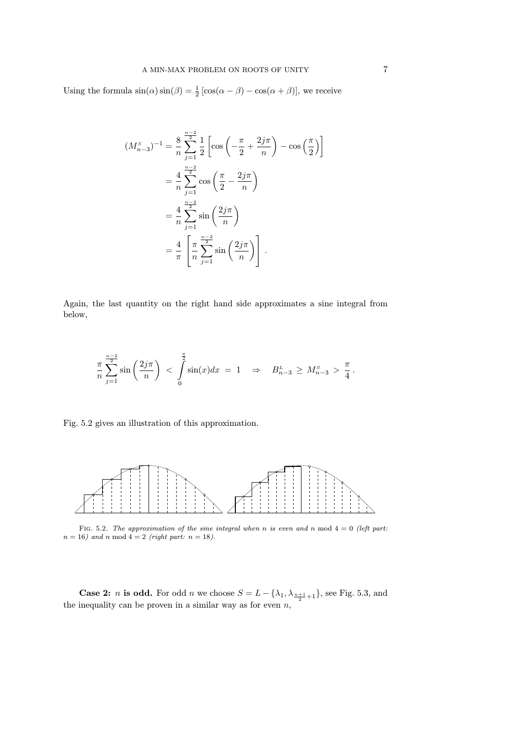Using the formula $\sin(\alpha)\sin(\beta) = \frac{1}{2}\left[\cos(\alpha-\beta) - \cos(\alpha+\beta)\right]$, we receive

$$
\begin{aligned}
(M^{S}_{n-3})^{-1} &= \frac{8}{n}\sum_{j=1}^{\frac{n-2}{2}} \frac{1}{2}\left[\cos\left(-\frac{\pi}{2}+\frac{2j\pi}{n}\right) - \cos\left(\frac{\pi}{2}\right)\right] \\
&= \frac{4}{n}\sum_{j=1}^{\frac{n-2}{2}} \cos\left(\frac{\pi}{2}-\frac{2j\pi}{n}\right) \\
&= \frac{4}{n}\sum_{j=1}^{\frac{n-2}{2}} \sin\left(\frac{2j\pi}{n}\right) \\
&= \frac{4}{\pi}\left[\frac{\pi}{n}\sum_{j=1}^{\frac{n-2}{2}} \sin\left(\frac{2j\pi}{n}\right)\right].
\end{aligned}
$$

Again, the last quantity on the right hand side approximates a sine integral from below,

$$
\frac{\pi}{n}\sum_{j=1}^{\frac{n-2}{2}} \sin\left(\frac{2j\pi}{n}\right) \;<\; \int_0^{\frac{\pi}{2}} \sin(x)dx \;=\; 1 \quad\Rightarrow\quad B^{L}_{n-3} \,\geq\, M^{S}_{n-3} \,>\, \frac{\pi}{4}\,.
$$

Fig. 5.2 gives an illustration of this approximation.

FIG. 5.2. *The approximation of the sine integral when $n$ is even and $n \bmod 4 = 0$ (left part: $n = 16$) and $n \bmod 4 = 2$ (right part: $n = 18$).*

**Case 2: $n$ is odd.** For odd $n$ we choose $S = L - \{\lambda_1, \lambda_{\frac{n+1}{2}+1}\}$, see Fig. 5.3, and the inequality can be proven in a similar way as for even $n$,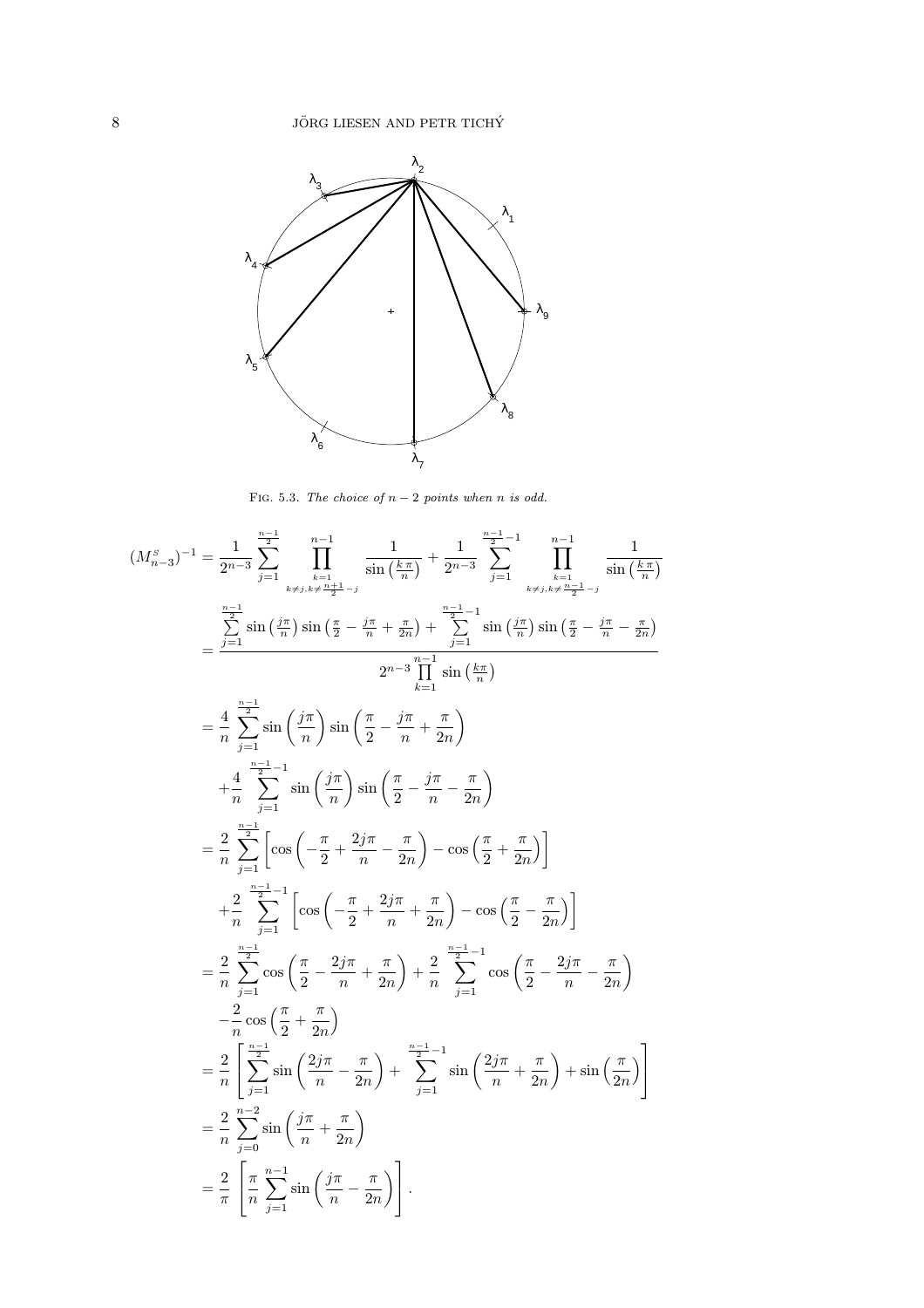FIG. 5.3. *The choice of $n-2$ points when $n$ is odd.*

$$
\begin{aligned}
(M^S_{n-3})^{-1} &= \frac{1}{2^{n-3}} \sum_{j=1}^{\frac{n-1}{2}} \prod_{\substack{k=1\\ k\neq j,\, k\neq \frac{n+1}{2}-j}}^{n-1} \frac{1}{\sin\left(\frac{k\pi}{n}\right)} + \frac{1}{2^{n-3}} \sum_{j=1}^{\frac{n-1}{2}-1} \prod_{\substack{k=1\\ k\neq j,\, k\neq \frac{n-1}{2}-j}}^{n-1} \frac{1}{\sin\left(\frac{k\pi}{n}\right)} \\
&= \frac{\sum\limits_{j=1}^{\frac{n-1}{2}} \sin\left(\frac{j\pi}{n}\right)\sin\left(\frac{\pi}{2}-\frac{j\pi}{n}+\frac{\pi}{2n}\right) + \sum\limits_{j=1}^{\frac{n-1}{2}-1} \sin\left(\frac{j\pi}{n}\right)\sin\left(\frac{\pi}{2}-\frac{j\pi}{n}-\frac{\pi}{2n}\right)}{2^{n-3}\prod\limits_{k=1}^{n-1}\sin\left(\frac{k\pi}{n}\right)} \\
&= \frac{4}{n} \sum_{j=1}^{\frac{n-1}{2}} \sin\left(\frac{j\pi}{n}\right)\sin\left(\frac{\pi}{2}-\frac{j\pi}{n}+\frac{\pi}{2n}\right) \\
&\quad + \frac{4}{n} \sum_{j=1}^{\frac{n-1}{2}-1} \sin\left(\frac{j\pi}{n}\right)\sin\left(\frac{\pi}{2}-\frac{j\pi}{n}-\frac{\pi}{2n}\right) \\
&= \frac{2}{n} \sum_{j=1}^{\frac{n-1}{2}} \left[\cos\left(-\frac{\pi}{2}+\frac{2j\pi}{n}-\frac{\pi}{2n}\right) - \cos\left(\frac{\pi}{2}+\frac{\pi}{2n}\right)\right] \\
&\quad + \frac{2}{n} \sum_{j=1}^{\frac{n-1}{2}-1} \left[\cos\left(-\frac{\pi}{2}+\frac{2j\pi}{n}+\frac{\pi}{2n}\right) - \cos\left(\frac{\pi}{2}-\frac{\pi}{2n}\right)\right] \\
&= \frac{2}{n} \sum_{j=1}^{\frac{n-1}{2}} \cos\left(\frac{\pi}{2}-\frac{2j\pi}{n}+\frac{\pi}{2n}\right) + \frac{2}{n} \sum_{j=1}^{\frac{n-1}{2}-1} \cos\left(\frac{\pi}{2}-\frac{2j\pi}{n}-\frac{\pi}{2n}\right) \\
&\quad - \frac{2}{n}\cos\left(\frac{\pi}{2}+\frac{\pi}{2n}\right) \\
&= \frac{2}{n}\left[\sum_{j=1}^{\frac{n-1}{2}} \sin\left(\frac{2j\pi}{n}-\frac{\pi}{2n}\right) + \sum_{j=1}^{\frac{n-1}{2}-1} \sin\left(\frac{2j\pi}{n}+\frac{\pi}{2n}\right) + \sin\left(\frac{\pi}{2n}\right)\right] \\
&= \frac{2}{n} \sum_{j=0}^{n-2} \sin\left(\frac{j\pi}{n}+\frac{\pi}{2n}\right) \\
&= \frac{2}{\pi}\left[\frac{\pi}{n}\sum_{j=1}^{n-1} \sin\left(\frac{j\pi}{n}-\frac{\pi}{2n}\right)\right].
\end{aligned}
$$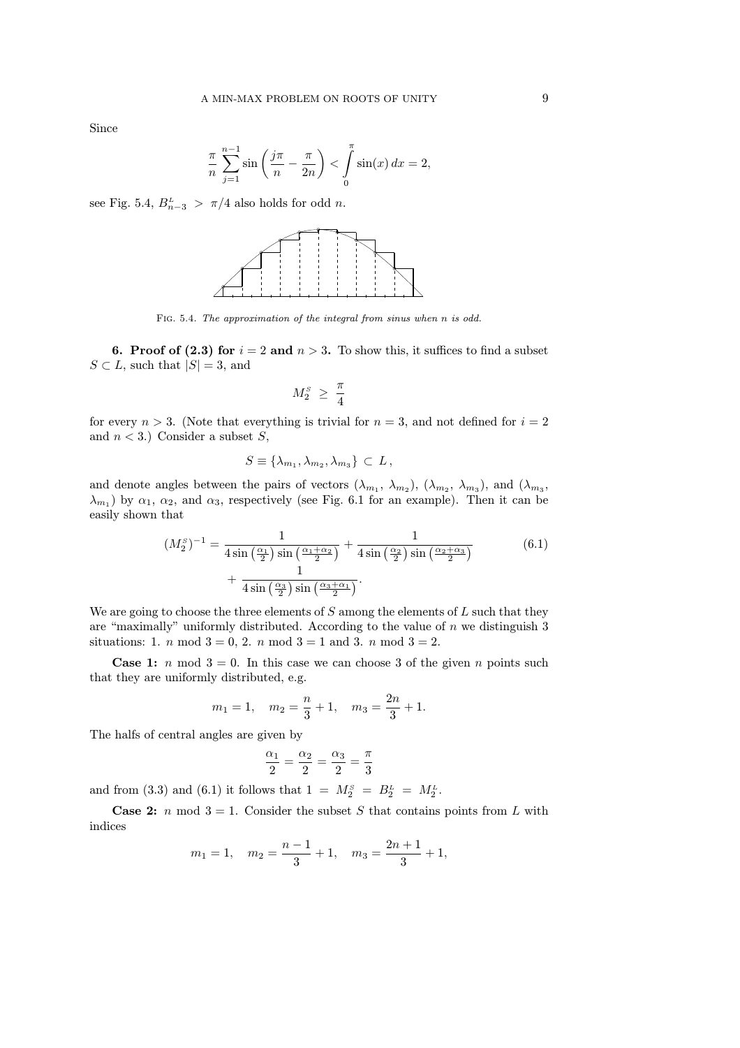Since

$$\frac{\pi}{n}\sum_{j=1}^{n-1}\sin\left(\frac{j\pi}{n}-\frac{\pi}{2n}\right) < \int_0^{\pi}\sin(x)\,dx = 2,$$

see Fig. 5.4, $B^{L}_{n-3} > \pi/4$ also holds for odd $n$.

FIG. 5.4. *The approximation of the integral from sinus when n is odd.*

**6. Proof of (2.3) for $i = 2$ and $n > 3$.** To show this, it suffices to find a subset $S \subset L$, such that $|S| = 3$, and

$$M^{S}_{2} \geq \frac{\pi}{4}$$

for every $n > 3$. (Note that everything is trivial for $n = 3$, and not defined for $i = 2$ and $n < 3$.) Consider a subset $S$,

$$S \equiv \{\lambda_{m_1}, \lambda_{m_2}, \lambda_{m_3}\} \subset L\,,$$

and denote angles between the pairs of vectors $(\lambda_{m_1}, \lambda_{m_2})$, $(\lambda_{m_2}, \lambda_{m_3})$, and $(\lambda_{m_3}, \lambda_{m_1})$ by $\alpha_1$, $\alpha_2$, and $\alpha_3$, respectively (see Fig. 6.1 for an example). Then it can be easily shown that

$$(M^{S}_{2})^{-1} = \frac{1}{4\sin\left(\frac{\alpha_1}{2}\right)\sin\left(\frac{\alpha_1+\alpha_2}{2}\right)} + \frac{1}{4\sin\left(\frac{\alpha_2}{2}\right)\sin\left(\frac{\alpha_2+\alpha_3}{2}\right)} + \frac{1}{4\sin\left(\frac{\alpha_3}{2}\right)\sin\left(\frac{\alpha_3+\alpha_1}{2}\right)}. \tag{6.1}$$

We are going to choose the three elements of $S$ among the elements of $L$ such that they are "maximally" uniformly distributed. According to the value of $n$ we distinguish 3 situations: 1. $n \bmod 3 = 0$, 2. $n \bmod 3 = 1$ and 3. $n \bmod 3 = 2$.

**Case 1:** $n \bmod 3 = 0$. In this case we can choose 3 of the given $n$ points such that they are uniformly distributed, e.g.

$$m_1 = 1, \quad m_2 = \frac{n}{3}+1, \quad m_3 = \frac{2n}{3}+1.$$

The halfs of central angles are given by

$$\frac{\alpha_1}{2} = \frac{\alpha_2}{2} = \frac{\alpha_3}{2} = \frac{\pi}{3}$$

and from (3.3) and (6.1) it follows that $1 = M^{S}_{2} = B^{L}_{2} = M^{L}_{2}$.

**Case 2:** $n \bmod 3 = 1$. Consider the subset $S$ that contains points from $L$ with indices

$$m_1 = 1, \quad m_2 = \frac{n-1}{3}+1, \quad m_3 = \frac{2n+1}{3}+1,$$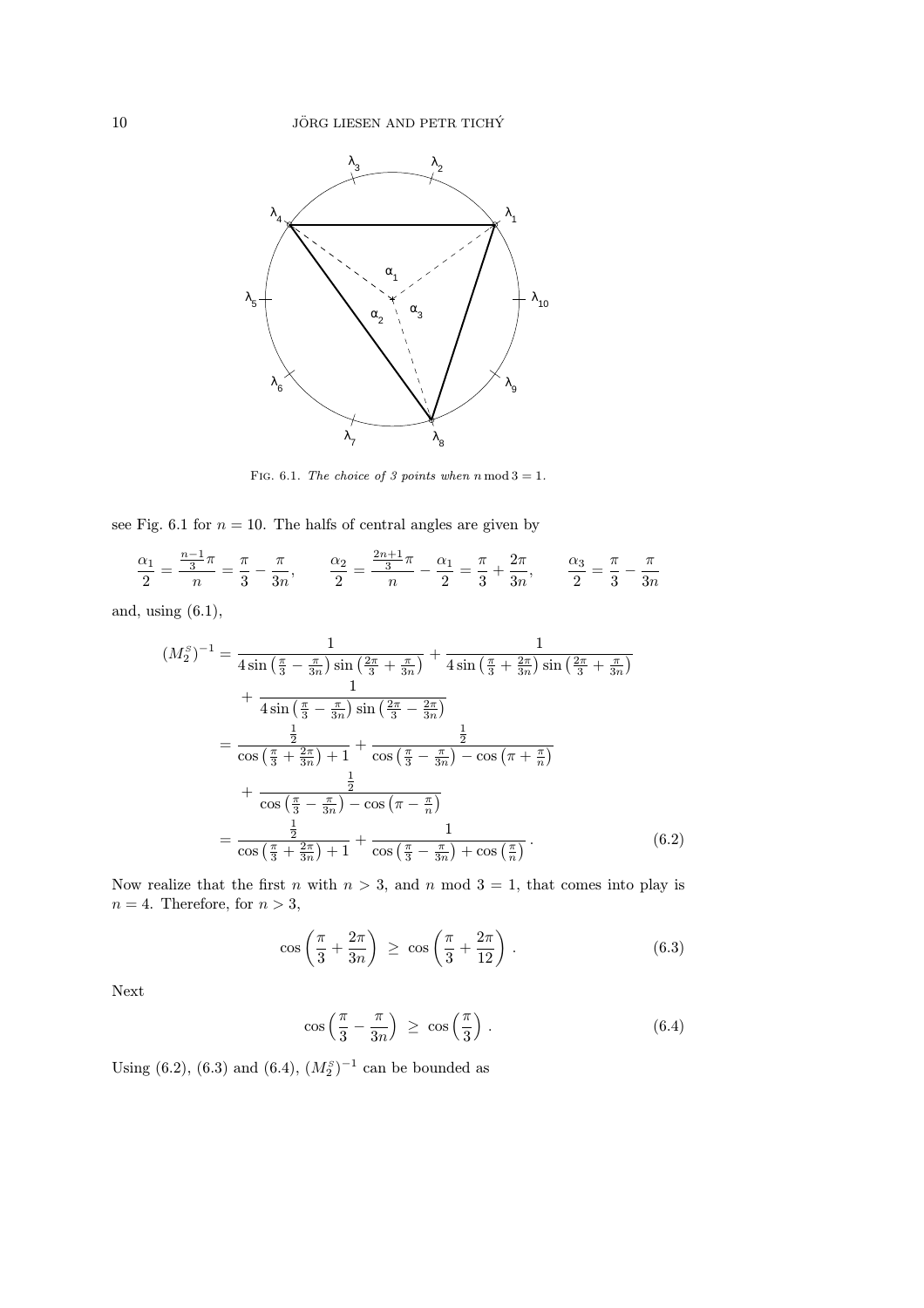FIG. 6.1. *The choice of 3 points when* $n \bmod 3 = 1$.

see Fig. 6.1 for $n = 10$. The halfs of central angles are given by

$$\frac{\alpha_1}{2} = \frac{\frac{n-1}{3}\pi}{n} = \frac{\pi}{3} - \frac{\pi}{3n}, \qquad \frac{\alpha_2}{2} = \frac{\frac{2n+1}{3}\pi}{n} - \frac{\alpha_1}{2} = \frac{\pi}{3} + \frac{2\pi}{3n}, \qquad \frac{\alpha_3}{2} = \frac{\pi}{3} - \frac{\pi}{3n}$$

and, using (6.1),

$$\begin{aligned}
(M_2^S)^{-1} &= \frac{1}{4\sin\left(\frac{\pi}{3} - \frac{\pi}{3n}\right)\sin\left(\frac{2\pi}{3} + \frac{\pi}{3n}\right)} + \frac{1}{4\sin\left(\frac{\pi}{3} + \frac{2\pi}{3n}\right)\sin\left(\frac{2\pi}{3} + \frac{\pi}{3n}\right)} \\
&\quad + \frac{1}{4\sin\left(\frac{\pi}{3} - \frac{\pi}{3n}\right)\sin\left(\frac{2\pi}{3} - \frac{2\pi}{3n}\right)} \\
&= \frac{\frac{1}{2}}{\cos\left(\frac{\pi}{3} + \frac{2\pi}{3n}\right) + 1} + \frac{\frac{1}{2}}{\cos\left(\frac{\pi}{3} - \frac{\pi}{3n}\right) - \cos\left(\pi + \frac{\pi}{n}\right)} \\
&\quad + \frac{\frac{1}{2}}{\cos\left(\frac{\pi}{3} - \frac{\pi}{3n}\right) - \cos\left(\pi - \frac{\pi}{n}\right)} \\
&= \frac{\frac{1}{2}}{\cos\left(\frac{\pi}{3} + \frac{2\pi}{3n}\right) + 1} + \frac{1}{\cos\left(\frac{\pi}{3} - \frac{\pi}{3n}\right) + \cos\left(\frac{\pi}{n}\right)} .
\end{aligned} \tag{6.2}$$

Now realize that the first $n$ with $n > 3$, and $n \bmod 3 = 1$, that comes into play is $n = 4$. Therefore, for $n > 3$,

$$\cos\left(\frac{\pi}{3} + \frac{2\pi}{3n}\right) \;\geq\; \cos\left(\frac{\pi}{3} + \frac{2\pi}{12}\right) . \tag{6.3}$$

Next

$$\cos\left(\frac{\pi}{3} - \frac{\pi}{3n}\right) \;\geq\; \cos\left(\frac{\pi}{3}\right) . \tag{6.4}$$

Using (6.2), (6.3) and (6.4), $(M_2^S)^{-1}$ can be bounded as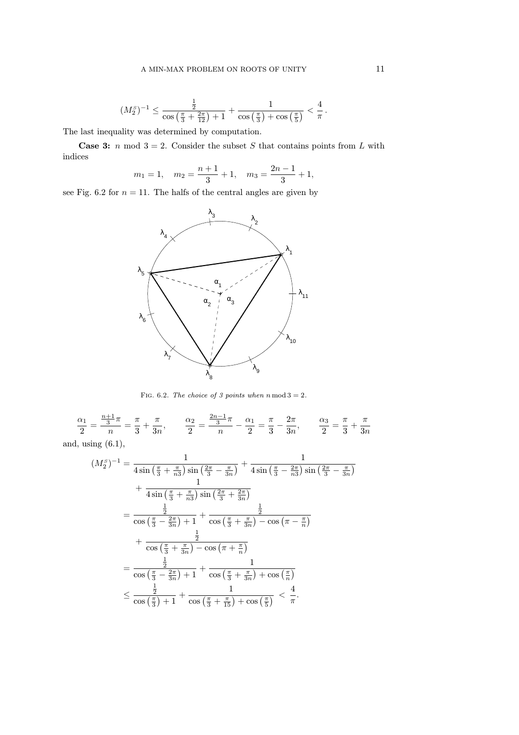$$(M_2^S)^{-1} \leq \frac{\frac{1}{2}}{\cos\left(\frac{\pi}{3}+\frac{2\pi}{12}\right)+1} + \frac{1}{\cos\left(\frac{\pi}{3}\right)+\cos\left(\frac{\pi}{5}\right)} < \frac{4}{\pi}\,.$$

The last inequality was determined by computation.

**Case 3:** $n \bmod 3 = 2$. Consider the subset $S$ that contains points from $L$ with indices

$$m_1 = 1, \quad m_2 = \frac{n+1}{3}+1, \quad m_3 = \frac{2n-1}{3}+1,$$

see Fig. 6.2 for $n = 11$. The halfs of the central angles are given by

FIG. 6.2. *The choice of 3 points when* $n \bmod 3 = 2$.

$$\frac{\alpha_1}{2} = \frac{\frac{n+1}{3}\pi}{n} = \frac{\pi}{3}+\frac{\pi}{3n}, \qquad \frac{\alpha_2}{2} = \frac{\frac{2n-1}{3}\pi}{n} - \frac{\alpha_1}{2} = \frac{\pi}{3}-\frac{2\pi}{3n}, \qquad \frac{\alpha_3}{2} = \frac{\pi}{3}+\frac{\pi}{3n}$$

and, using (6.1),

$$\begin{aligned}
(M_2^S)^{-1} &= \frac{1}{4\sin\left(\frac{\pi}{3}+\frac{\pi}{n3}\right)\sin\left(\frac{2\pi}{3}-\frac{\pi}{3n}\right)} + \frac{1}{4\sin\left(\frac{\pi}{3}-\frac{2\pi}{n3}\right)\sin\left(\frac{2\pi}{3}-\frac{\pi}{3n}\right)} \\
&\quad + \frac{1}{4\sin\left(\frac{\pi}{3}+\frac{\pi}{n3}\right)\sin\left(\frac{2\pi}{3}+\frac{2\pi}{3n}\right)} \\
&= \frac{\frac{1}{2}}{\cos\left(\frac{\pi}{3}-\frac{2\pi}{3n}\right)+1} + \frac{\frac{1}{2}}{\cos\left(\frac{\pi}{3}+\frac{\pi}{3n}\right)-\cos\left(\pi-\frac{\pi}{n}\right)} \\
&\quad + \frac{\frac{1}{2}}{\cos\left(\frac{\pi}{3}+\frac{\pi}{3n}\right)-\cos\left(\pi+\frac{\pi}{n}\right)} \\
&= \frac{\frac{1}{2}}{\cos\left(\frac{\pi}{3}-\frac{2\pi}{3n}\right)+1} + \frac{1}{\cos\left(\frac{\pi}{3}+\frac{\pi}{3n}\right)+\cos\left(\frac{\pi}{n}\right)} \\
&\leq \frac{\frac{1}{2}}{\cos\left(\frac{\pi}{3}\right)+1} + \frac{1}{\cos\left(\frac{\pi}{3}+\frac{\pi}{15}\right)+\cos\left(\frac{\pi}{5}\right)} < \frac{4}{\pi}.
\end{aligned}$$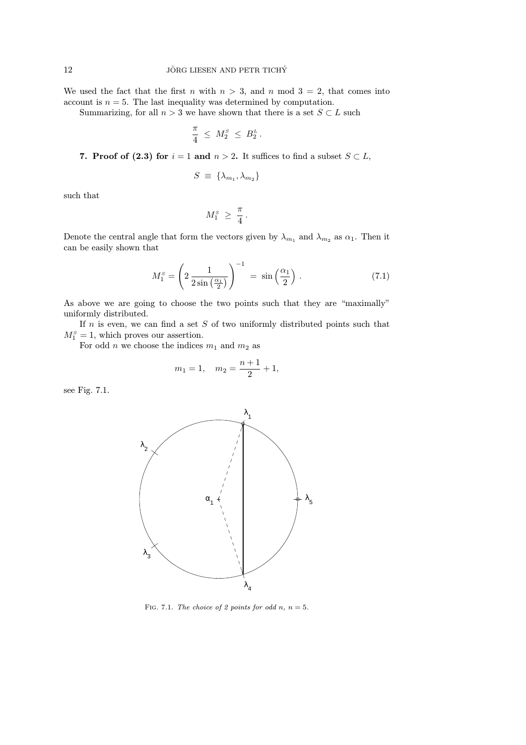We used the fact that the first $n$ with $n > 3$, and $n \bmod 3 = 2$, that comes into account is $n = 5$. The last inequality was determined by computation.

Summarizing, for all $n > 3$ we have shown that there is a set $S \subset L$ such

$$\frac{\pi}{4} \;\leq\; M_2^{S} \;\leq\; B_2^{L}\,.$$

**7. Proof of (2.3) for $i = 1$ and $n > 2$.** It suffices to find a subset $S \subset L$,

$$S \;\equiv\; \{\lambda_{m_1}, \lambda_{m_2}\}$$

such that

$$M_1^{S} \;\geq\; \frac{\pi}{4}\,.$$

Denote the central angle that form the vectors given by $\lambda_{m_1}$ and $\lambda_{m_2}$ as $\alpha_1$. Then it can be easily shown that

$$M_1^{S} = \left(2\,\frac{1}{2\sin\left(\frac{\alpha_1}{2}\right)}\right)^{-1} \;=\; \sin\left(\frac{\alpha_1}{2}\right)\,. \tag{7.1}$$

As above we are going to choose the two points such that they are "maximally" uniformly distributed.

If $n$ is even, we can find a set $S$ of two uniformly distributed points such that $M_1^{S} = 1$, which proves our assertion.

For odd $n$ we choose the indices $m_1$ and $m_2$ as

$$m_1 = 1, \quad m_2 = \frac{n+1}{2} + 1,$$

see Fig. 7.1.

FIG. 7.1. *The choice of 2 points for odd $n$, $n = 5$.*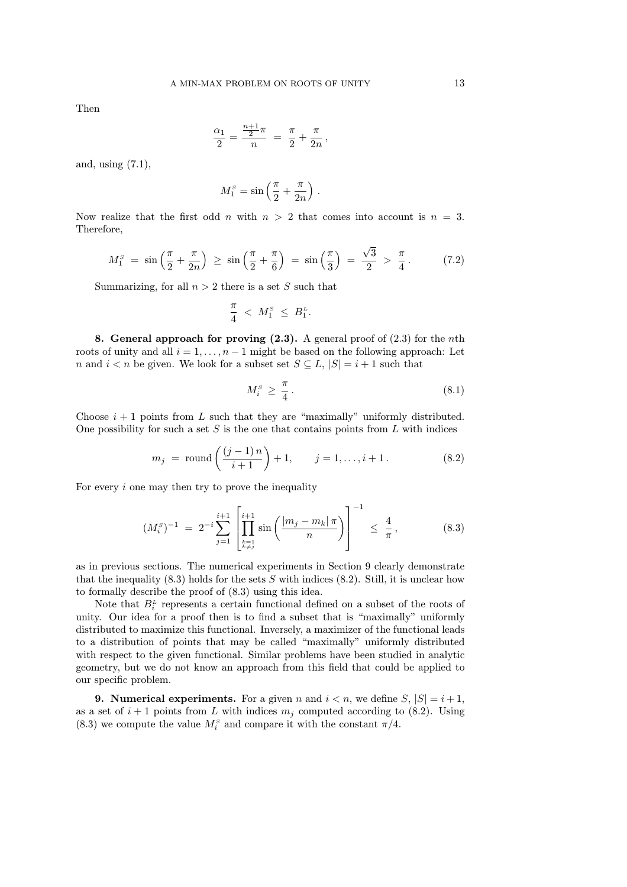Then

$$\frac{\alpha_1}{2} = \frac{\frac{n+1}{2}\pi}{n} \;=\; \frac{\pi}{2} + \frac{\pi}{2n}\,,$$

and, using (7.1),

$$M_1^S = \sin\left(\frac{\pi}{2} + \frac{\pi}{2n}\right)\,.$$

Now realize that the first odd $n$ with $n > 2$ that comes into account is $n = 3$. Therefore,

$$M_1^S \;=\; \sin\left(\frac{\pi}{2} + \frac{\pi}{2n}\right) \;\geq\; \sin\left(\frac{\pi}{2} + \frac{\pi}{6}\right) \;=\; \sin\left(\frac{\pi}{3}\right) \;=\; \frac{\sqrt{3}}{2} \;>\; \frac{\pi}{4}\,. \tag{7.2}$$

Summarizing, for all $n > 2$ there is a set $S$ such that

$$\frac{\pi}{4} \;<\; M_1^S \;\leq\; B_1^L.$$

**8. General approach for proving (2.3).** A general proof of (2.3) for the $n$th roots of unity and all $i = 1, \ldots, n-1$ might be based on the following approach: Let $n$ and $i < n$ be given. We look for a subset set $S \subseteq L$, $|S| = i + 1$ such that

$$M_i^S \;\geq\; \frac{\pi}{4}\,. \tag{8.1}$$

Choose $i + 1$ points from $L$ such that they are "maximally" uniformly distributed. One possibility for such a set $S$ is the one that contains points from $L$ with indices

$$m_j \;=\; \text{round}\left(\frac{(j-1)\,n}{i+1}\right) + 1, \qquad j = 1, \ldots, i+1\,. \tag{8.2}$$

For every $i$ one may then try to prove the inequality

$$(M_i^S)^{-1} \;=\; 2^{-i} \sum_{j=1}^{i+1} \left[\prod_{\substack{k=1\\k\neq j}}^{i+1} \sin\left(\frac{|m_j - m_k|\,\pi}{n}\right)\right]^{-1} \;\leq\; \frac{4}{\pi}\,, \tag{8.3}$$

as in previous sections. The numerical experiments in Section 9 clearly demonstrate that the inequality (8.3) holds for the sets $S$ with indices (8.2). Still, it is unclear how to formally describe the proof of (8.3) using this idea.

Note that $B_i^L$ represents a certain functional defined on a subset of the roots of unity. Our idea for a proof then is to find a subset that is "maximally" uniformly distributed to maximize this functional. Inversely, a maximizer of the functional leads to a distribution of points that may be called "maximally" uniformly distributed with respect to the given functional. Similar problems have been studied in analytic geometry, but we do not know an approach from this field that could be applied to our specific problem.

**9. Numerical experiments.** For a given $n$ and $i < n$, we define $S$, $|S| = i + 1$, as a set of $i + 1$ points from $L$ with indices $m_j$ computed according to (8.2). Using (8.3) we compute the value $M_i^S$ and compare it with the constant $\pi/4$.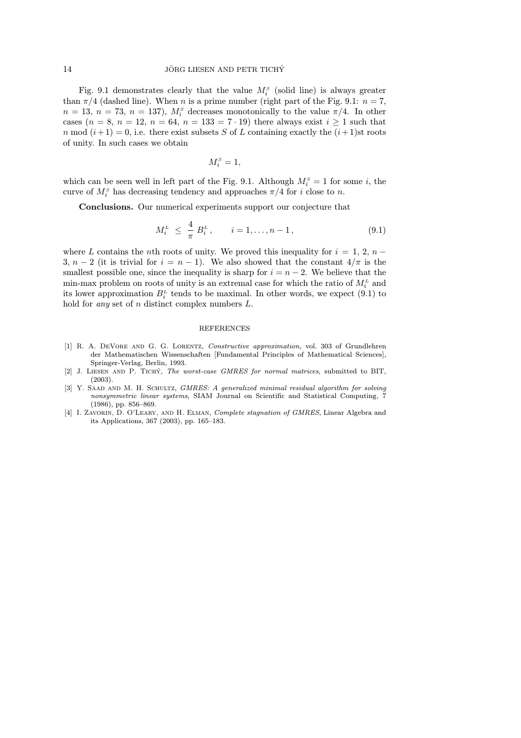Fig. 9.1 demonstrates clearly that the value $M_i^S$ (solid line) is always greater than $\pi/4$ (dashed line). When $n$ is a prime number (right part of the Fig. 9.1: $n = 7$, $n = 13$, $n = 73$, $n = 137$), $M_i^S$ decreases monotonically to the value $\pi/4$. In other cases ($n = 8$, $n = 12$, $n = 64$, $n = 133 = 7 \cdot 19$) there always exist $i \geq 1$ such that $n \bmod (i+1) = 0$, i.e. there exist subsets $S$ of $L$ containing exactly the $(i+1)$st roots of unity. In such cases we obtain

$$M_i^S = 1,$$

which can be seen well in left part of the Fig. 9.1. Although $M_i^S = 1$ for some $i$, the curve of $M_i^S$ has decreasing tendency and approaches $\pi/4$ for $i$ close to $n$.

**Conclusions.** Our numerical experiments support our conjecture that

$$M_i^L \;\leq\; \frac{4}{\pi}\, B_i^L\,, \qquad i = 1, \ldots, n-1\,, \tag{9.1}$$

where $L$ contains the $n$th roots of unity. We proved this inequality for $i = 1, 2, n-3, n-2$ (it is trivial for $i = n-1$). We also showed that the constant $4/\pi$ is the smallest possible one, since the inequality is sharp for $i = n-2$. We believe that the min-max problem on roots of unity is an extremal case for which the ratio of $M_i^L$ and its lower approximation $B_i^L$ tends to be maximal. In other words, we expect (9.1) to hold for *any* set of $n$ distinct complex numbers $L$.

## REFERENCES

[1] R. A. DeVore and G. G. Lorentz, *Constructive approximation*, vol. 303 of Grundlehren der Mathematischen Wissenschaften [Fundamental Principles of Mathematical Sciences], Springer-Verlag, Berlin, 1993.

[2] J. Liesen and P. Tichý, *The worst-case GMRES for normal matrices*, submitted to BIT, (2003).

[3] Y. Saad and M. H. Schultz, *GMRES: A generalized minimal residual algorithm for solving nonsymmetric linear systems*, SIAM Journal on Scientific and Statistical Computing, 7 (1986), pp. 856–869.

[4] I. Zavorin, D. O'Leary, and H. Elman, *Complete stagnation of GMRES*, Linear Algebra and its Applications, 367 (2003), pp. 165–183.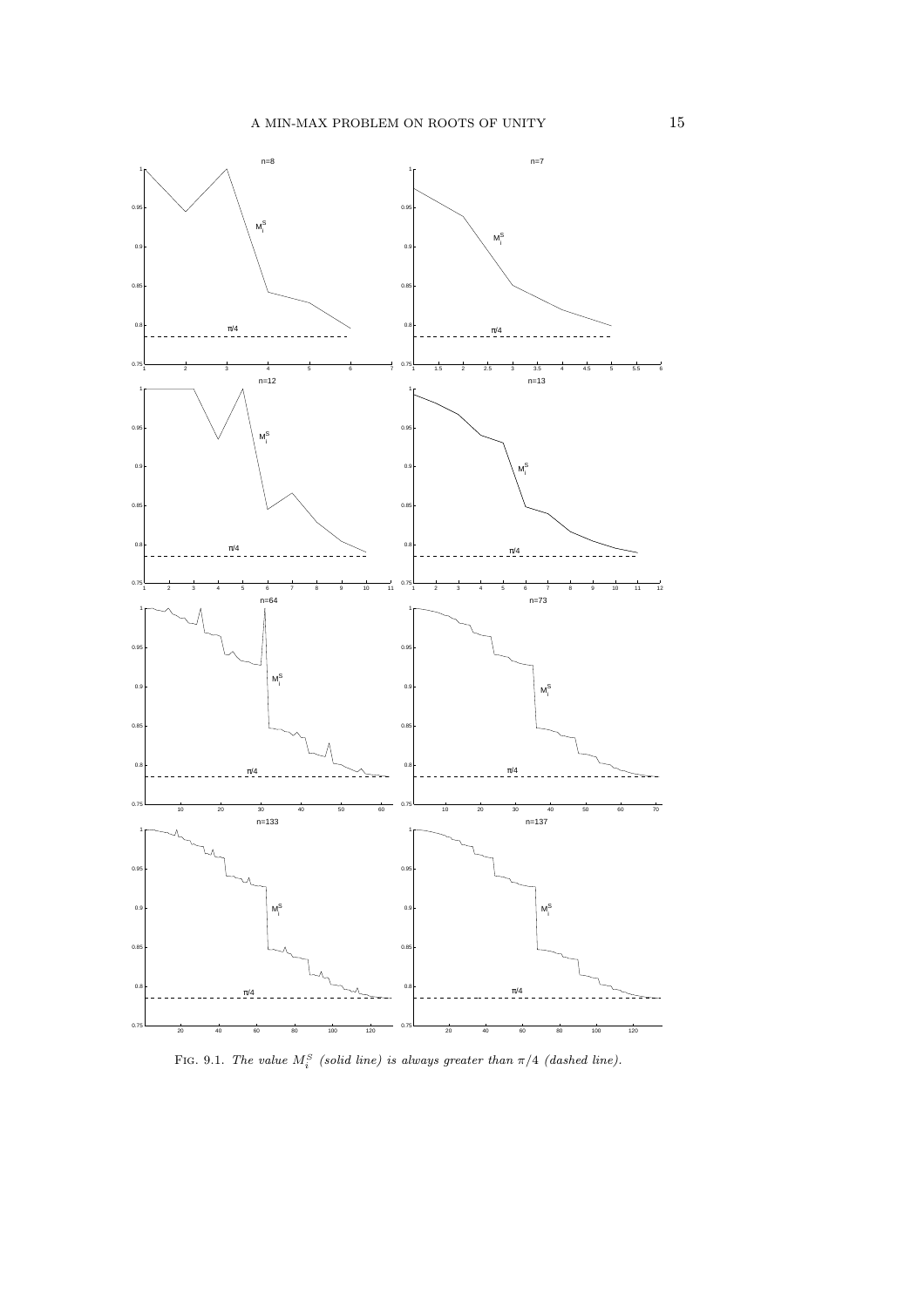n=8

$M_i^S$

$\pi/4$

n=7

$M_i^S$

$\pi/4$

n=12

$M_i^S$

$\pi/4$

n=13

$M_i^S$

$\pi/4$

n=64

$M_i^S$

$\pi/4$

n=73

$M_i^S$

$\pi/4$

n=133

$M_i^S$

$\pi/4$

n=137

$M_i^S$

$\pi/4$

FIG. 9.1. *The value $M_i^S$ (solid line) is always greater than $\pi/4$ (dashed line).*